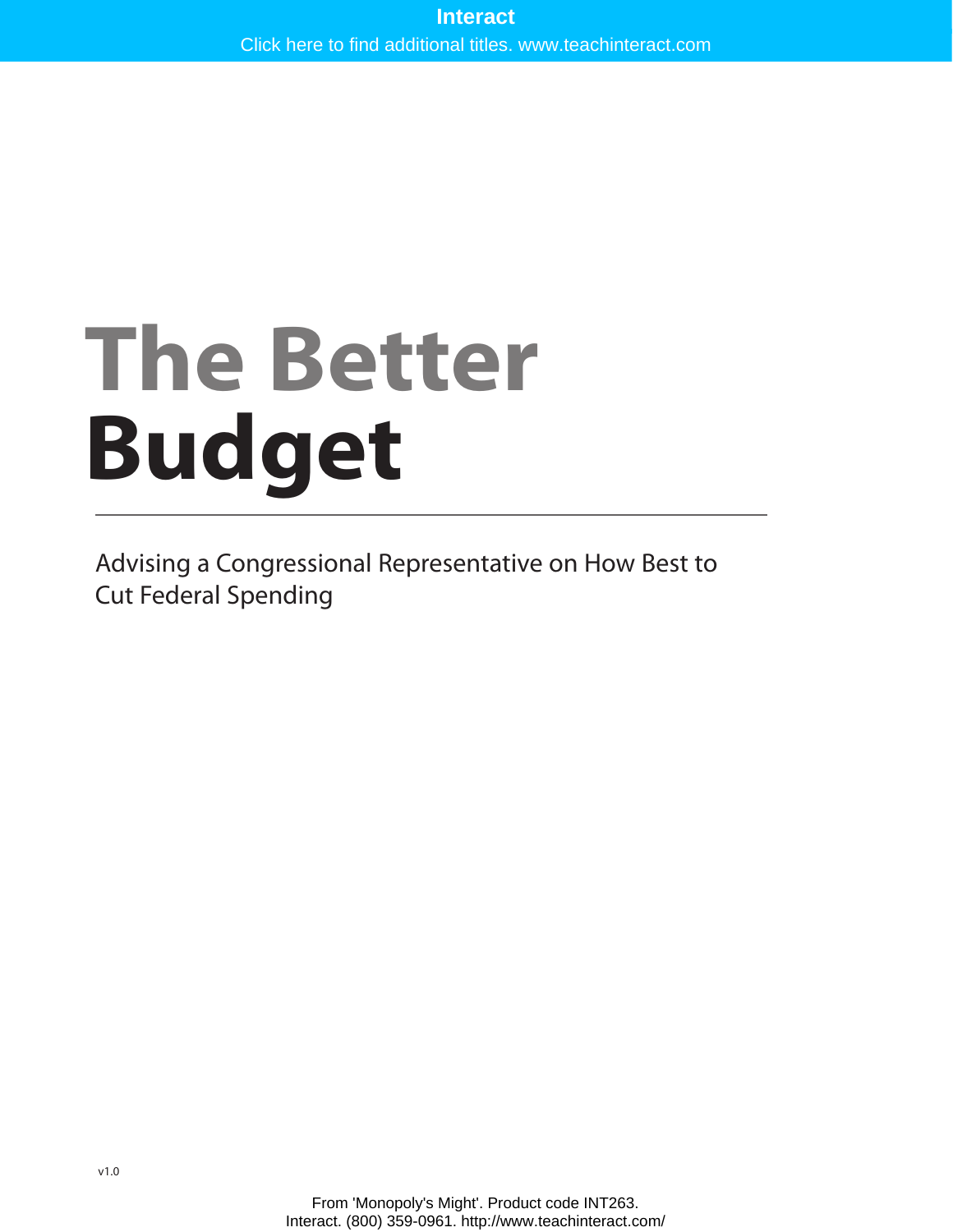# The Better Budget

Advising a Congressional Representative on How Best to Cut Federal Spending

v1.0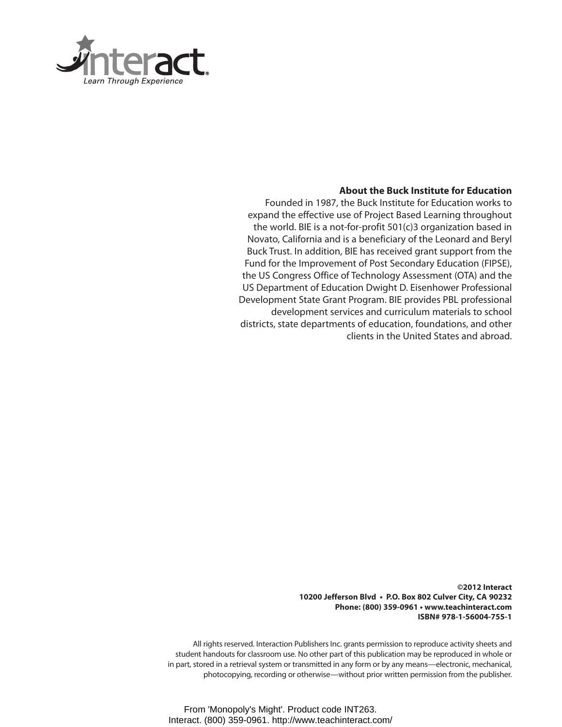interact

*Learn Through Experience*

**About the Buck Institute for Education**

Founded in 1987, the Buck Institute for Education works to expand the effective use of Project Based Learning throughout the world. BIE is a not-for-profit 501(c)3 organization based in Novato, California and is a beneficiary of the Leonard and Beryl Buck Trust. In addition, BIE has received grant support from the Fund for the Improvement of Post Secondary Education (FIPSE), the US Congress Office of Technology Assessment (OTA) and the US Department of Education Dwight D. Eisenhower Professional Development State Grant Program. BIE provides PBL professional development services and curriculum materials to school districts, state departments of education, foundations, and other clients in the United States and abroad.

**©2012 Interact**
**10200 Jefferson Blvd • P.O. Box 802 Culver City, CA 90232**
**Phone: (800) 359-0961 • www.teachinteract.com**
**ISBN# 978-1-56004-755-1**

All rights reserved. Interaction Publishers Inc. grants permission to reproduce activity sheets and student handouts for classroom use. No other part of this publication may be reproduced in whole or in part, stored in a retrieval system or transmitted in any form or by any means—electronic, mechanical, photocopying, recording or otherwise—without prior written permission from the publisher.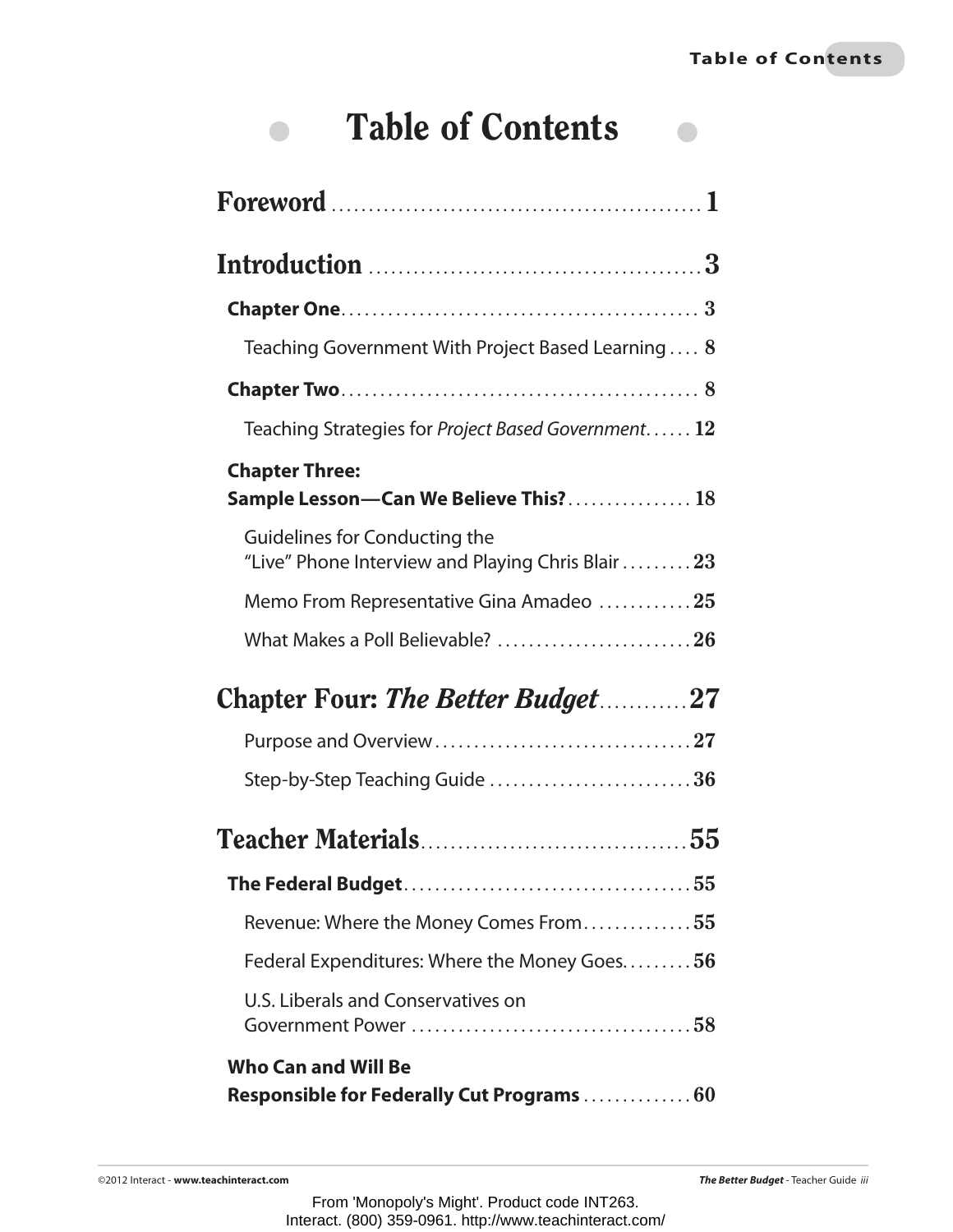# Table of Contents

**Foreword** .......... 1

**Introduction** .......... 3

**Chapter One** .......... 3

Teaching Government With Project Based Learning .......... 8

**Chapter Two** .......... 8

Teaching Strategies for *Project Based Government* .......... 12

**Chapter Three: Sample Lesson—Can We Believe This?** .......... 18

Guidelines for Conducting the "Live" Phone Interview and Playing Chris Blair .......... 23

Memo From Representative Gina Amadeo .......... 25

What Makes a Poll Believable? .......... 26

**Chapter Four: *The Better Budget*** .......... 27

Purpose and Overview .......... 27

Step-by-Step Teaching Guide .......... 36

**Teacher Materials** .......... 55

**The Federal Budget** .......... 55

Revenue: Where the Money Comes From .......... 55

Federal Expenditures: Where the Money Goes .......... 56

U.S. Liberals and Conservatives on Government Power .......... 58

**Who Can and Will Be Responsible for Federally Cut Programs** .......... 60

From 'Monopoly's Might'. Product code INT263.
Interact. (800) 359-0961. http://www.teachinteract.com/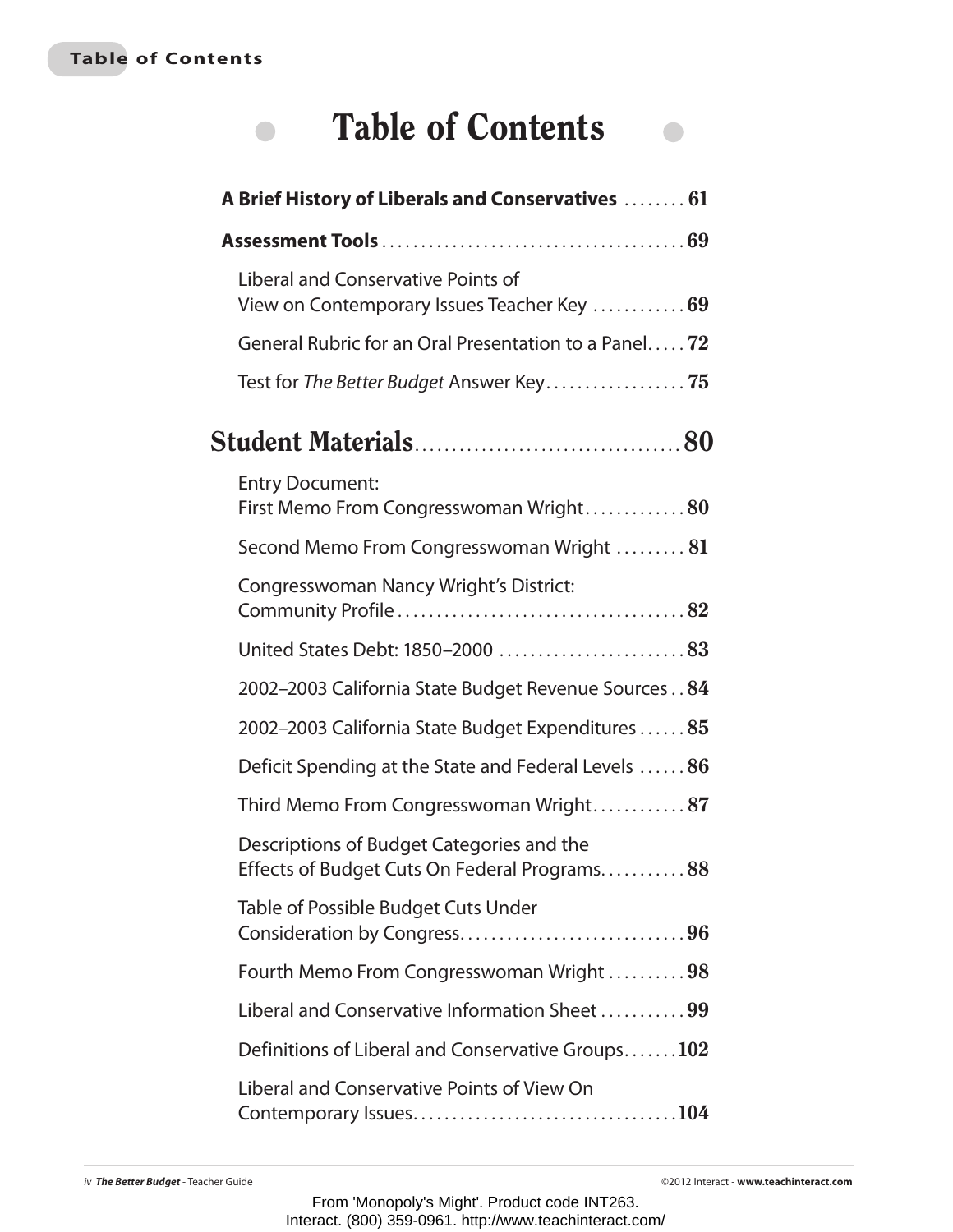# Table of Contents

**A Brief History of Liberals and Conservatives** ........ 61

**Assessment Tools** ....................................... 69

- Liberal and Conservative Points of View on Contemporary Issues Teacher Key ............ 69
- General Rubric for an Oral Presentation to a Panel..... 72
- Test for *The Better Budget* Answer Key.................. 75

## Student Materials.................................... 80

- Entry Document: First Memo From Congresswoman Wright............. 80
- Second Memo From Congresswoman Wright ......... 81
- Congresswoman Nancy Wright's District: Community Profile..................................... 82
- United States Debt: 1850–2000 ........................ 83
- 2002–2003 California State Budget Revenue Sources . . 84
- 2002–2003 California State Budget Expenditures ...... 85
- Deficit Spending at the State and Federal Levels ...... 86
- Third Memo From Congresswoman Wright............ 87
- Descriptions of Budget Categories and the Effects of Budget Cuts On Federal Programs........... 88
- Table of Possible Budget Cuts Under Consideration by Congress............................. 96
- Fourth Memo From Congresswoman Wright .......... 98
- Liberal and Conservative Information Sheet ........... 99
- Definitions of Liberal and Conservative Groups.......102
- Liberal and Conservative Points of View On Contemporary Issues..................................104

From 'Monopoly's Might'. Product code INT263.
Interact. (800) 359-0961. http://www.teachinteract.com/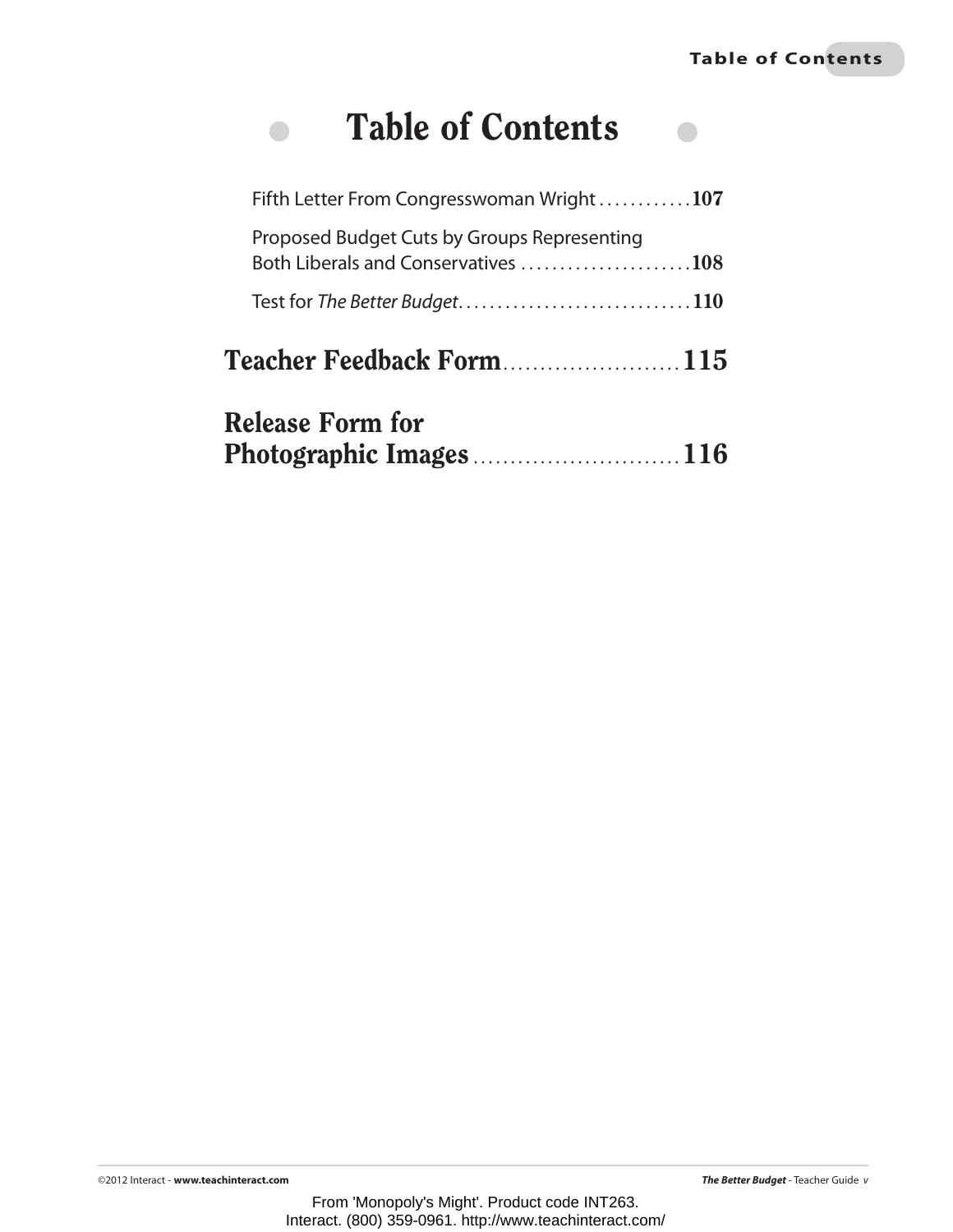# Table of Contents

Fifth Letter From Congresswoman Wright . . . . . . . . . . . . **107**

Proposed Budget Cuts by Groups Representing Both Liberals and Conservatives . . . . . . . . . . . . . . . . . . . . . . **108**

Test for *The Better Budget*. . . . . . . . . . . . . . . . . . . . . . . . . . . . . . **110**

## Teacher Feedback Form........................ 115

## Release Form for Photographic Images ............................ 116

From 'Monopoly's Might'. Product code INT263.
Interact. (800) 359-0961. http://www.teachinteract.com/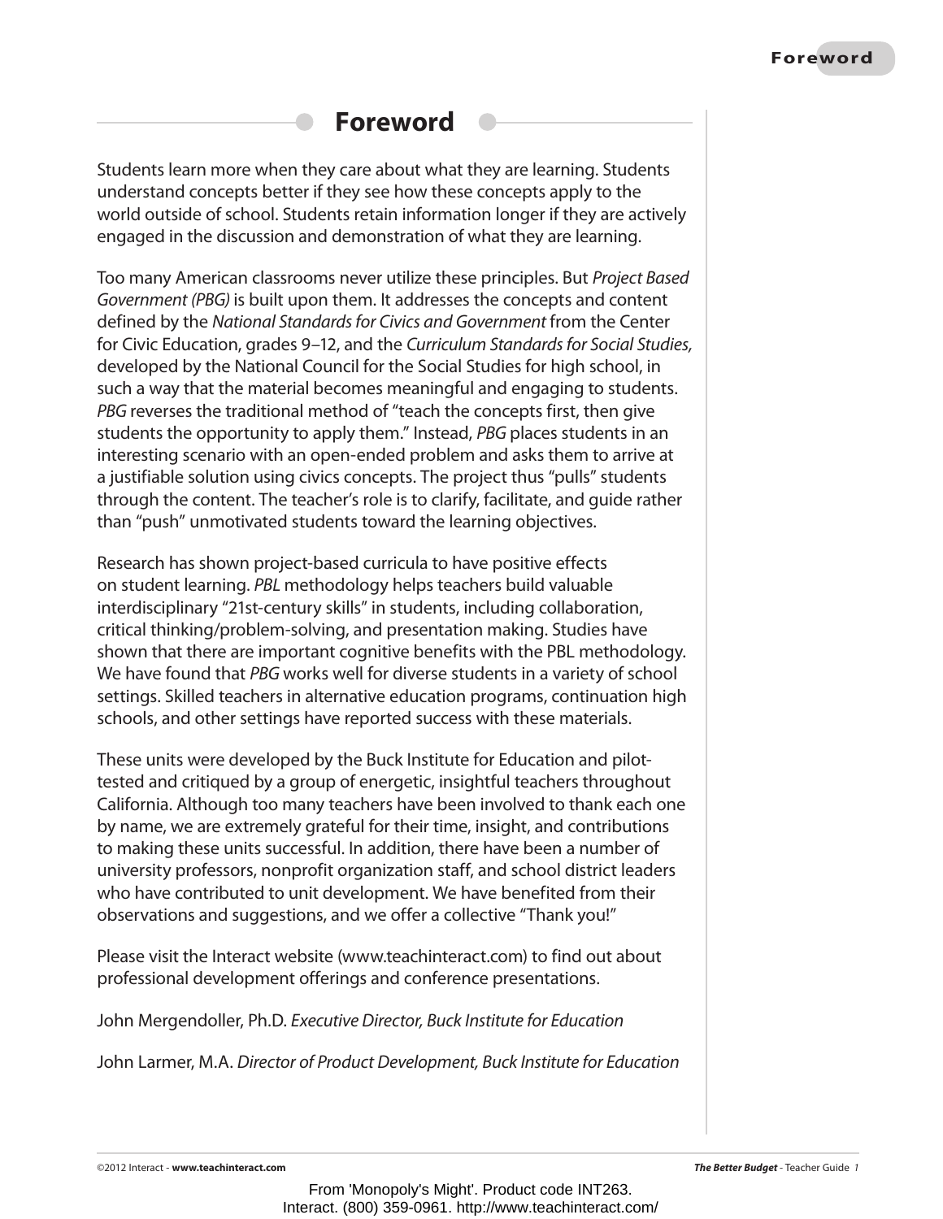# Foreword

Students learn more when they care about what they are learning. Students understand concepts better if they see how these concepts apply to the world outside of school. Students retain information longer if they are actively engaged in the discussion and demonstration of what they are learning.

Too many American classrooms never utilize these principles. But *Project Based Government (PBG)* is built upon them. It addresses the concepts and content defined by the *National Standards for Civics and Government* from the Center for Civic Education, grades 9–12, and the *Curriculum Standards for Social Studies,* developed by the National Council for the Social Studies for high school, in such a way that the material becomes meaningful and engaging to students. *PBG* reverses the traditional method of "teach the concepts first, then give students the opportunity to apply them." Instead, *PBG* places students in an interesting scenario with an open-ended problem and asks them to arrive at a justifiable solution using civics concepts. The project thus "pulls" students through the content. The teacher's role is to clarify, facilitate, and guide rather than "push" unmotivated students toward the learning objectives.

Research has shown project-based curricula to have positive effects on student learning. *PBL* methodology helps teachers build valuable interdisciplinary "21st-century skills" in students, including collaboration, critical thinking/problem-solving, and presentation making. Studies have shown that there are important cognitive benefits with the PBL methodology. We have found that *PBG* works well for diverse students in a variety of school settings. Skilled teachers in alternative education programs, continuation high schools, and other settings have reported success with these materials.

These units were developed by the Buck Institute for Education and pilot-tested and critiqued by a group of energetic, insightful teachers throughout California. Although too many teachers have been involved to thank each one by name, we are extremely grateful for their time, insight, and contributions to making these units successful. In addition, there have been a number of university professors, nonprofit organization staff, and school district leaders who have contributed to unit development. We have benefited from their observations and suggestions, and we offer a collective "Thank you!"

Please visit the Interact website (www.teachinteract.com) to find out about professional development offerings and conference presentations.

John Mergendoller, Ph.D. *Executive Director, Buck Institute for Education*

John Larmer, M.A. *Director of Product Development, Buck Institute for Education*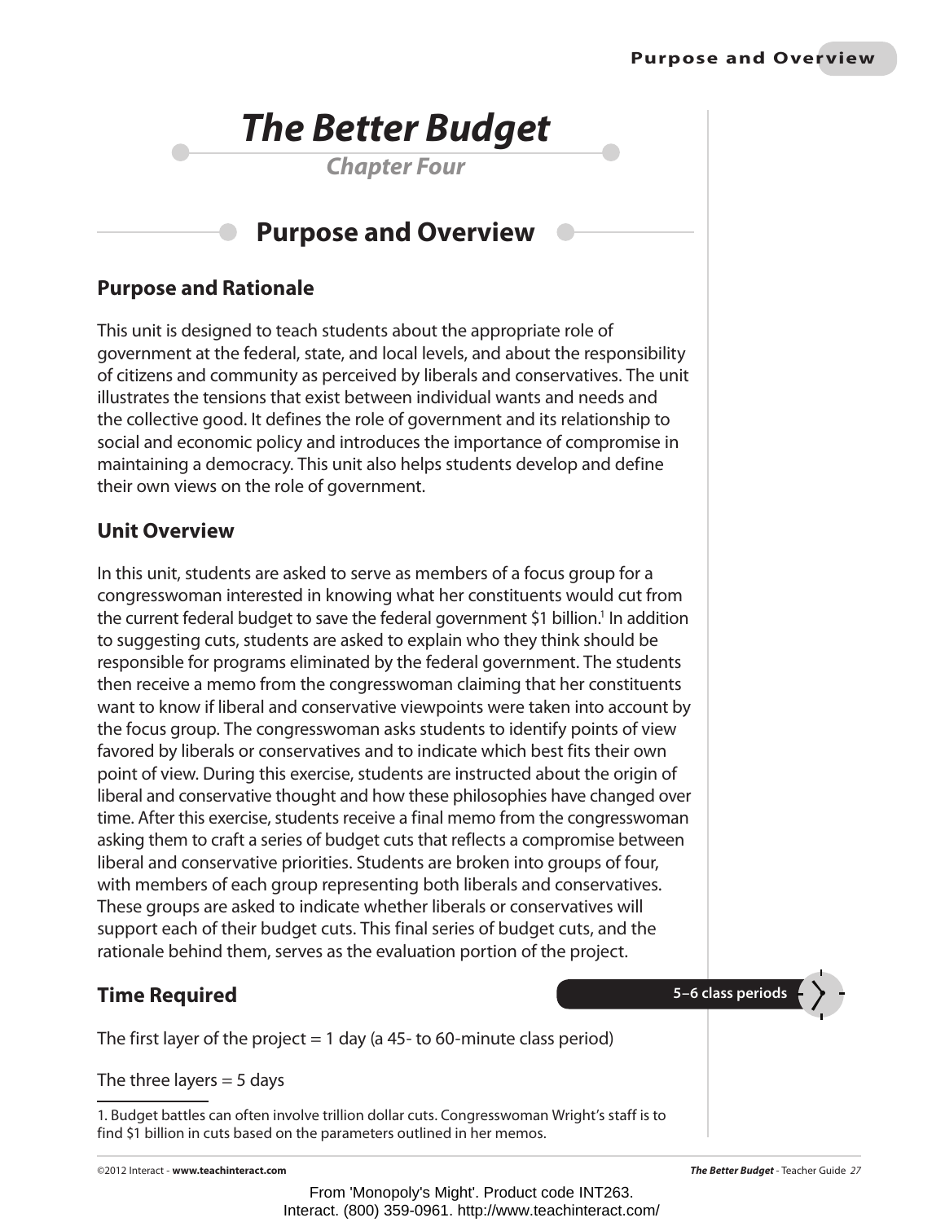# *The Better Budget*

### *Chapter Four*

## Purpose and Overview

### Purpose and Rationale

This unit is designed to teach students about the appropriate role of government at the federal, state, and local levels, and about the responsibility of citizens and community as perceived by liberals and conservatives. The unit illustrates the tensions that exist between individual wants and needs and the collective good. It defines the role of government and its relationship to social and economic policy and introduces the importance of compromise in maintaining a democracy. This unit also helps students develop and define their own views on the role of government.

### Unit Overview

In this unit, students are asked to serve as members of a focus group for a congresswoman interested in knowing what her constituents would cut from the current federal budget to save the federal government $1 billion.[1] In addition to suggesting cuts, students are asked to explain who they think should be responsible for programs eliminated by the federal government. The students then receive a memo from the congresswoman claiming that her constituents want to know if liberal and conservative viewpoints were taken into account by the focus group. The congresswoman asks students to identify points of view favored by liberals or conservatives and to indicate which best fits their own point of view. During this exercise, students are instructed about the origin of liberal and conservative thought and how these philosophies have changed over time. After this exercise, students receive a final memo from the congresswoman asking them to craft a series of budget cuts that reflects a compromise between liberal and conservative priorities. Students are broken into groups of four, with members of each group representing both liberals and conservatives. These groups are asked to indicate whether liberals or conservatives will support each of their budget cuts. This final series of budget cuts, and the rationale behind them, serves as the evaluation portion of the project.

### Time Required

**5–6 class periods**

The first layer of the project = 1 day (a 45- to 60-minute class period)

The three layers = 5 days

1. Budget battles can often involve trillion dollar cuts. Congresswoman Wright's staff is to find $1 billion in cuts based on the parameters outlined in her memos.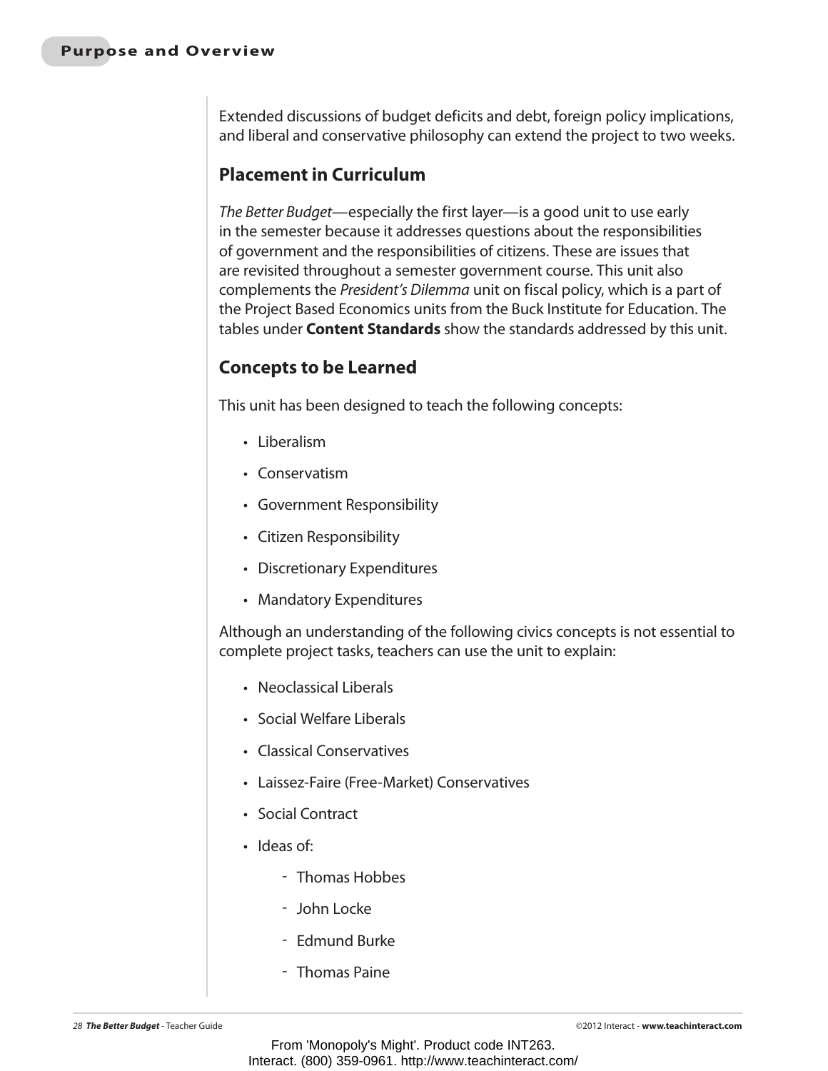Extended discussions of budget deficits and debt, foreign policy implications, and liberal and conservative philosophy can extend the project to two weeks.

## Placement in Curriculum

*The Better Budget*—especially the first layer—is a good unit to use early in the semester because it addresses questions about the responsibilities of government and the responsibilities of citizens. These are issues that are revisited throughout a semester government course. This unit also complements the *President's Dilemma* unit on fiscal policy, which is a part of the Project Based Economics units from the Buck Institute for Education. The tables under **Content Standards** show the standards addressed by this unit.

## Concepts to be Learned

This unit has been designed to teach the following concepts:

- Liberalism
- Conservatism
- Government Responsibility
- Citizen Responsibility
- Discretionary Expenditures
- Mandatory Expenditures

Although an understanding of the following civics concepts is not essential to complete project tasks, teachers can use the unit to explain:

- Neoclassical Liberals
- Social Welfare Liberals
- Classical Conservatives
- Laissez-Faire (Free-Market) Conservatives
- Social Contract
- Ideas of:
    - Thomas Hobbes
    - John Locke
    - Edmund Burke
    - Thomas Paine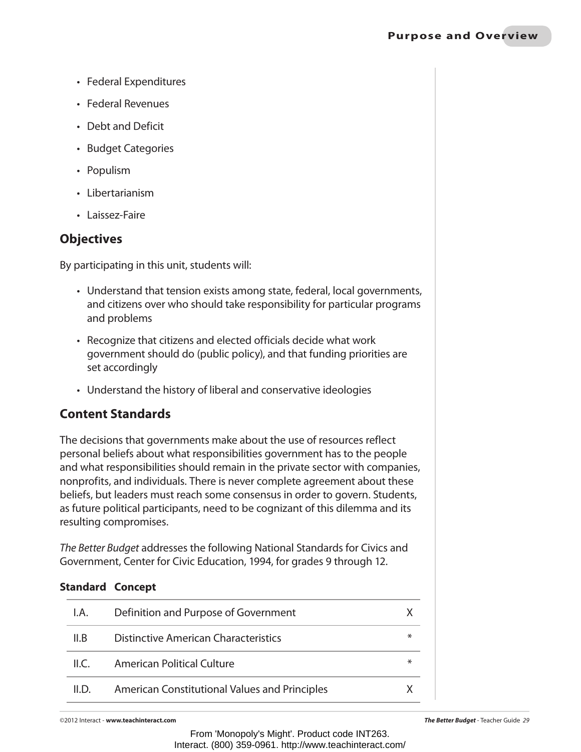- Federal Expenditures
- Federal Revenues
- Debt and Deficit
- Budget Categories
- Populism
- Libertarianism
- Laissez-Faire

## Objectives

By participating in this unit, students will:

- Understand that tension exists among state, federal, local governments, and citizens over who should take responsibility for particular programs and problems
- Recognize that citizens and elected officials decide what work government should do (public policy), and that funding priorities are set accordingly
- Understand the history of liberal and conservative ideologies

## Content Standards

The decisions that governments make about the use of resources reflect personal beliefs about what responsibilities government has to the people and what responsibilities should remain in the private sector with companies, nonprofits, and individuals. There is never complete agreement about these beliefs, but leaders must reach some consensus in order to govern. Students, as future political participants, need to be cognizant of this dilemma and its resulting compromises.

*The Better Budget* addresses the following National Standards for Civics and Government, Center for Civic Education, 1994, for grades 9 through 12.

| Standard | Concept | |
|---|---|---|
| I.A. | Definition and Purpose of Government | X |
| II.B | Distinctive American Characteristics | * |
| II.C. | American Political Culture | * |
| II.D. | American Constitutional Values and Principles | X |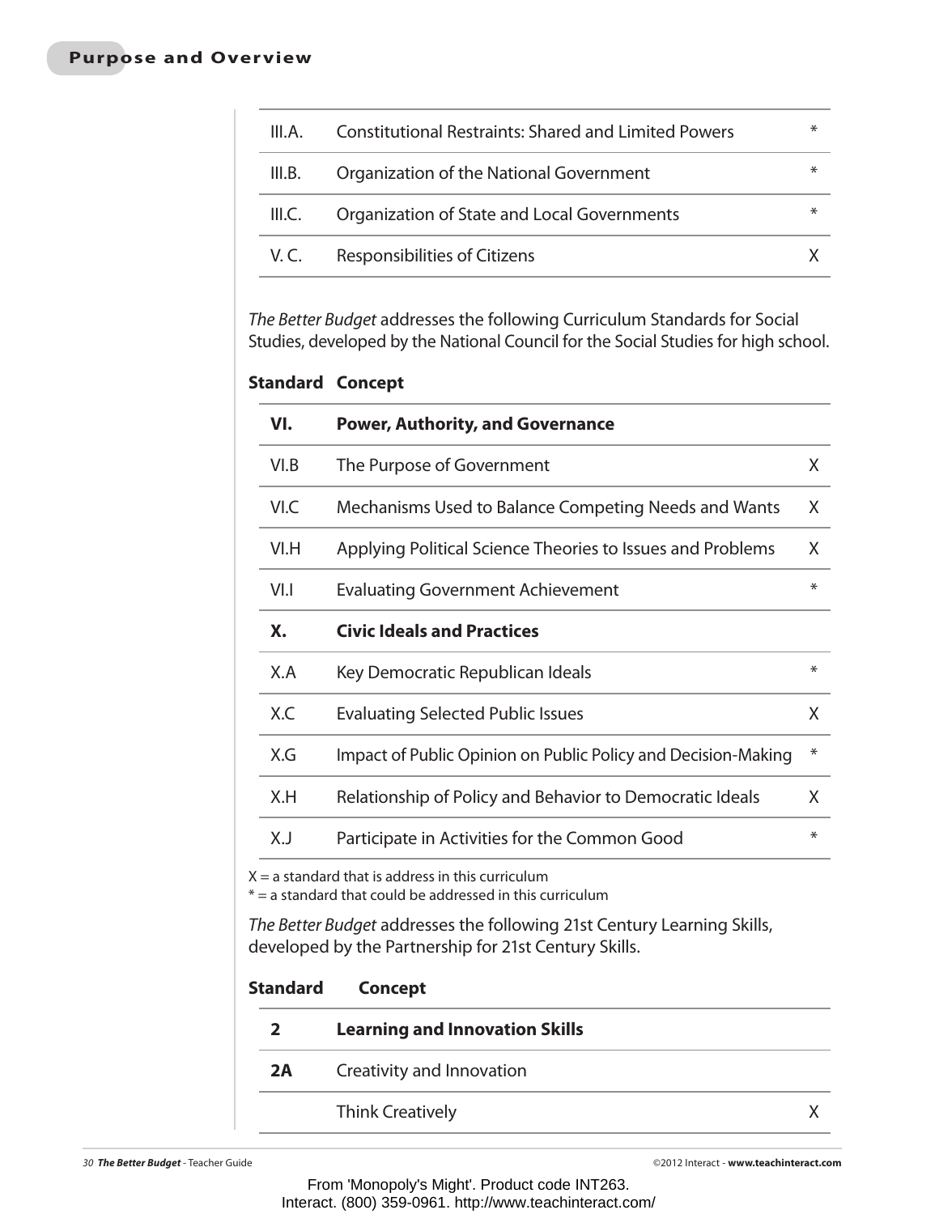| | | |
|---|---|---|
| III.A. | Constitutional Restraints: Shared and Limited Powers | * |
| III.B. | Organization of the National Government | * |
| III.C. | Organization of State and Local Governments | * |
| V. C. | Responsibilities of Citizens | X |

*The Better Budget* addresses the following Curriculum Standards for Social Studies, developed by the National Council for the Social Studies for high school.

| Standard | Concept | |
|---|---|---|
| **VI.** | **Power, Authority, and Governance** | |
| VI.B | The Purpose of Government | X |
| VI.C | Mechanisms Used to Balance Competing Needs and Wants | X |
| VI.H | Applying Political Science Theories to Issues and Problems | X |
| VI.I | Evaluating Government Achievement | * |
| **X.** | **Civic Ideals and Practices** | |
| X.A | Key Democratic Republican Ideals | * |
| X.C | Evaluating Selected Public Issues | X |
| X.G | Impact of Public Opinion on Public Policy and Decision-Making | * |
| X.H | Relationship of Policy and Behavior to Democratic Ideals | X |
| X.J | Participate in Activities for the Common Good | * |

X = a standard that is address in this curriculum
* = a standard that could be addressed in this curriculum

*The Better Budget* addresses the following 21st Century Learning Skills, developed by the Partnership for 21st Century Skills.

| Standard | Concept | |
|---|---|---|
| **2** | **Learning and Innovation Skills** | |
| **2A** | Creativity and Innovation | |
| | Think Creatively | X |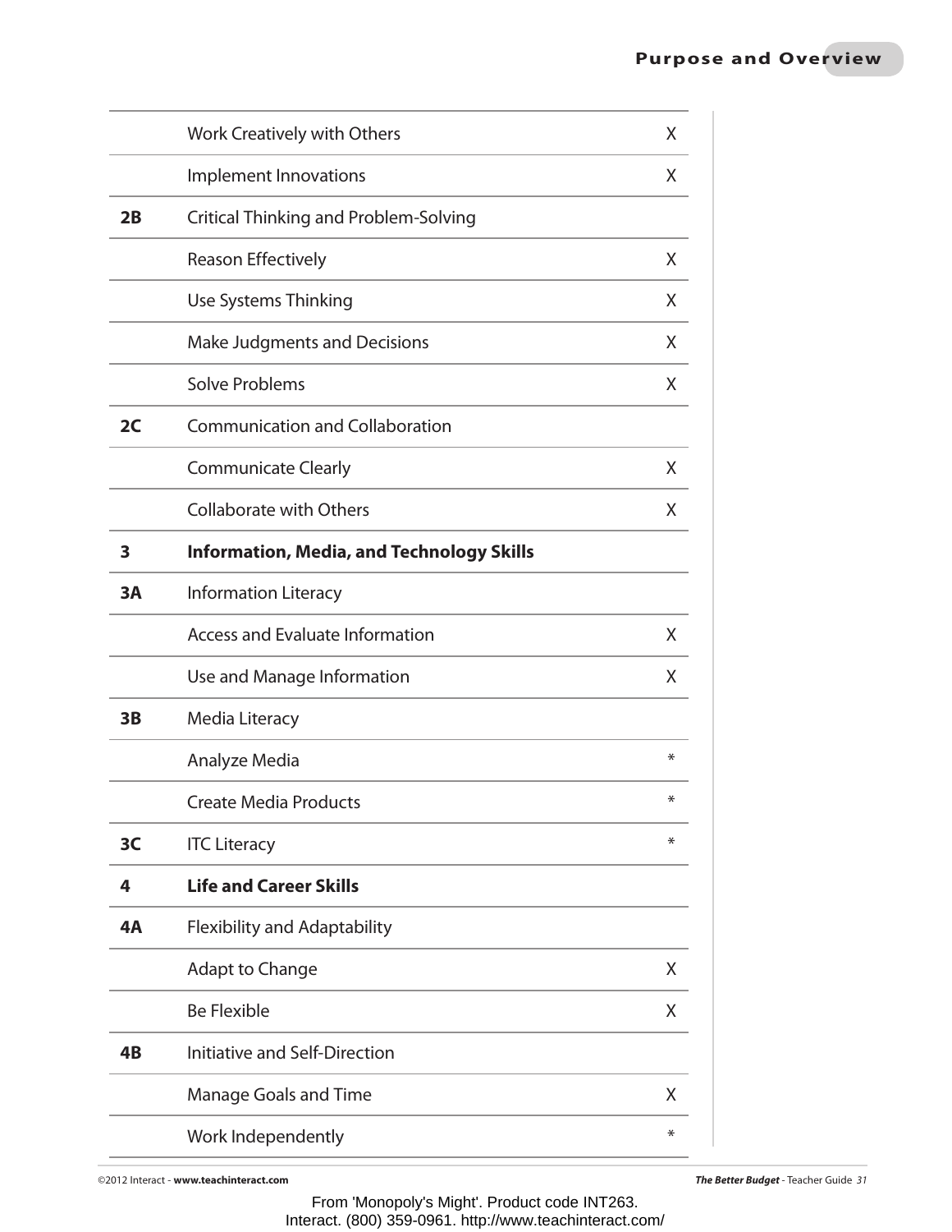| | | |
|---|---|---|
| | Work Creatively with Others | X |
| | Implement Innovations | X |
| **2B** | Critical Thinking and Problem-Solving | |
| | Reason Effectively | X |
| | Use Systems Thinking | X |
| | Make Judgments and Decisions | X |
| | Solve Problems | X |
| **2C** | Communication and Collaboration | |
| | Communicate Clearly | X |
| | Collaborate with Others | X |
| **3** | **Information, Media, and Technology Skills** | |
| **3A** | Information Literacy | |
| | Access and Evaluate Information | X |
| | Use and Manage Information | X |
| **3B** | Media Literacy | |
| | Analyze Media | * |
| | Create Media Products | * |
| **3C** | ITC Literacy | * |
| **4** | **Life and Career Skills** | |
| **4A** | Flexibility and Adaptability | |
| | Adapt to Change | X |
| | Be Flexible | X |
| **4B** | Initiative and Self-Direction | |
| | Manage Goals and Time | X |
| | Work Independently | * |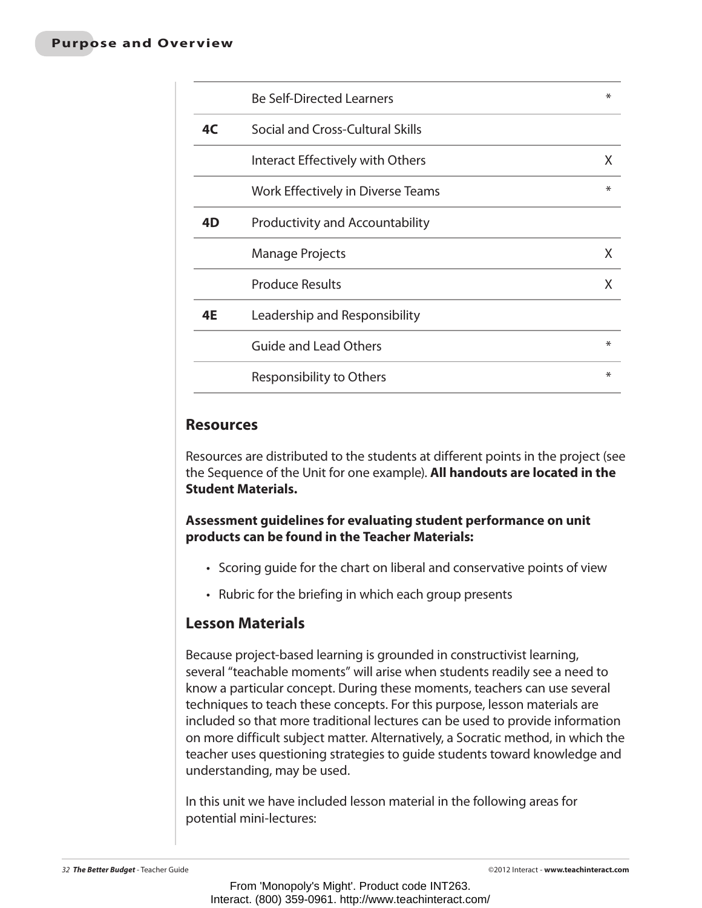| | | |
|---|---|---|
| | Be Self-Directed Learners | * |
| **4C** | Social and Cross-Cultural Skills | |
| | Interact Effectively with Others | X |
| | Work Effectively in Diverse Teams | * |
| **4D** | Productivity and Accountability | |
| | Manage Projects | X |
| | Produce Results | X |
| **4E** | Leadership and Responsibility | |
| | Guide and Lead Others | * |
| | Responsibility to Others | * |

## Resources

Resources are distributed to the students at different points in the project (see the Sequence of the Unit for one example). **All handouts are located in the Student Materials.**

**Assessment guidelines for evaluating student performance on unit products can be found in the Teacher Materials:**

- Scoring guide for the chart on liberal and conservative points of view
- Rubric for the briefing in which each group presents

## Lesson Materials

Because project-based learning is grounded in constructivist learning, several "teachable moments" will arise when students readily see a need to know a particular concept. During these moments, teachers can use several techniques to teach these concepts. For this purpose, lesson materials are included so that more traditional lectures can be used to provide information on more difficult subject matter. Alternatively, a Socratic method, in which the teacher uses questioning strategies to guide students toward knowledge and understanding, may be used.

In this unit we have included lesson material in the following areas for potential mini-lectures: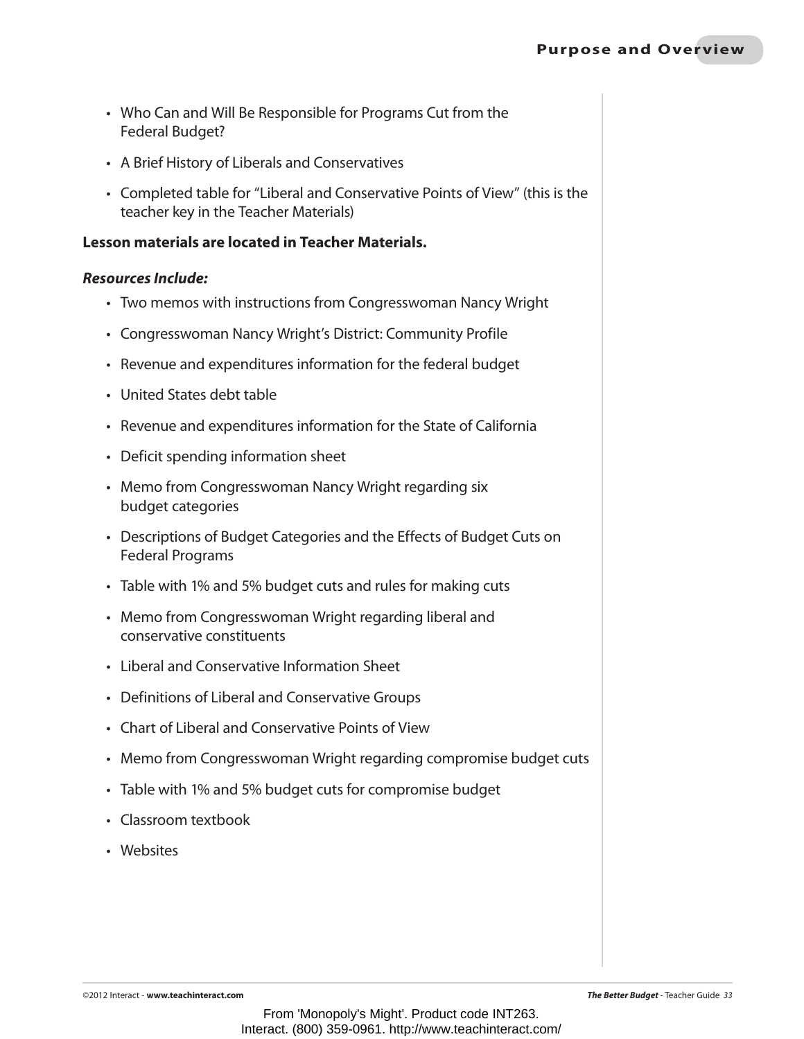- Who Can and Will Be Responsible for Programs Cut from the Federal Budget?
- A Brief History of Liberals and Conservatives
- Completed table for "Liberal and Conservative Points of View" (this is the teacher key in the Teacher Materials)

**Lesson materials are located in Teacher Materials.**

***Resources Include:***

- Two memos with instructions from Congresswoman Nancy Wright
- Congresswoman Nancy Wright's District: Community Profile
- Revenue and expenditures information for the federal budget
- United States debt table
- Revenue and expenditures information for the State of California
- Deficit spending information sheet
- Memo from Congresswoman Nancy Wright regarding six budget categories
- Descriptions of Budget Categories and the Effects of Budget Cuts on Federal Programs
- Table with 1% and 5% budget cuts and rules for making cuts
- Memo from Congresswoman Wright regarding liberal and conservative constituents
- Liberal and Conservative Information Sheet
- Definitions of Liberal and Conservative Groups
- Chart of Liberal and Conservative Points of View
- Memo from Congresswoman Wright regarding compromise budget cuts
- Table with 1% and 5% budget cuts for compromise budget
- Classroom textbook
- Websites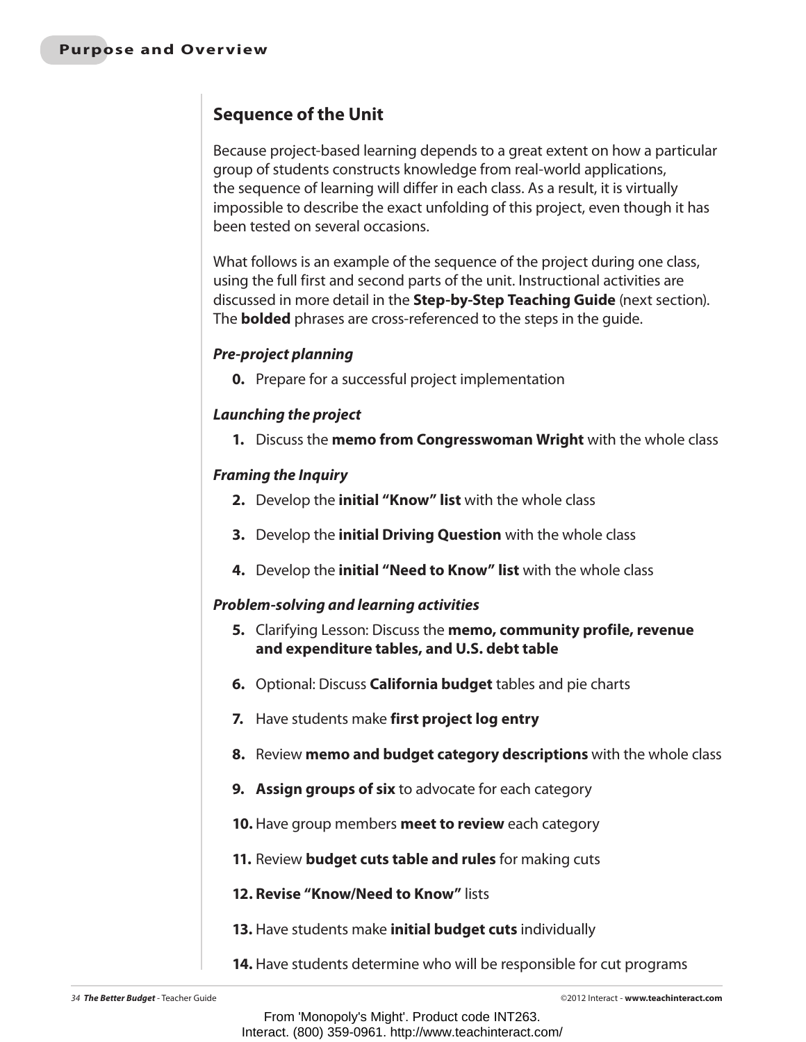## Sequence of the Unit

Because project-based learning depends to a great extent on how a particular group of students constructs knowledge from real-world applications, the sequence of learning will differ in each class. As a result, it is virtually impossible to describe the exact unfolding of this project, even though it has been tested on several occasions.

What follows is an example of the sequence of the project during one class, using the full first and second parts of the unit. Instructional activities are discussed in more detail in the **Step-by-Step Teaching Guide** (next section). The **bolded** phrases are cross-referenced to the steps in the guide.

***Pre-project planning***

**0.** Prepare for a successful project implementation

***Launching the project***

**1.** Discuss the **memo from Congresswoman Wright** with the whole class

***Framing the Inquiry***

**2.** Develop the **initial "Know" list** with the whole class

**3.** Develop the **initial Driving Question** with the whole class

**4.** Develop the **initial "Need to Know" list** with the whole class

***Problem-solving and learning activities***

**5.** Clarifying Lesson: Discuss the **memo, community profile, revenue and expenditure tables, and U.S. debt table**

**6.** Optional: Discuss **California budget** tables and pie charts

**7.** Have students make **first project log entry**

**8.** Review **memo and budget category descriptions** with the whole class

**9.** **Assign groups of six** to advocate for each category

**10.** Have group members **meet to review** each category

**11.** Review **budget cuts table and rules** for making cuts

**12.** **Revise "Know/Need to Know"** lists

**13.** Have students make **initial budget cuts** individually

**14.** Have students determine who will be responsible for cut programs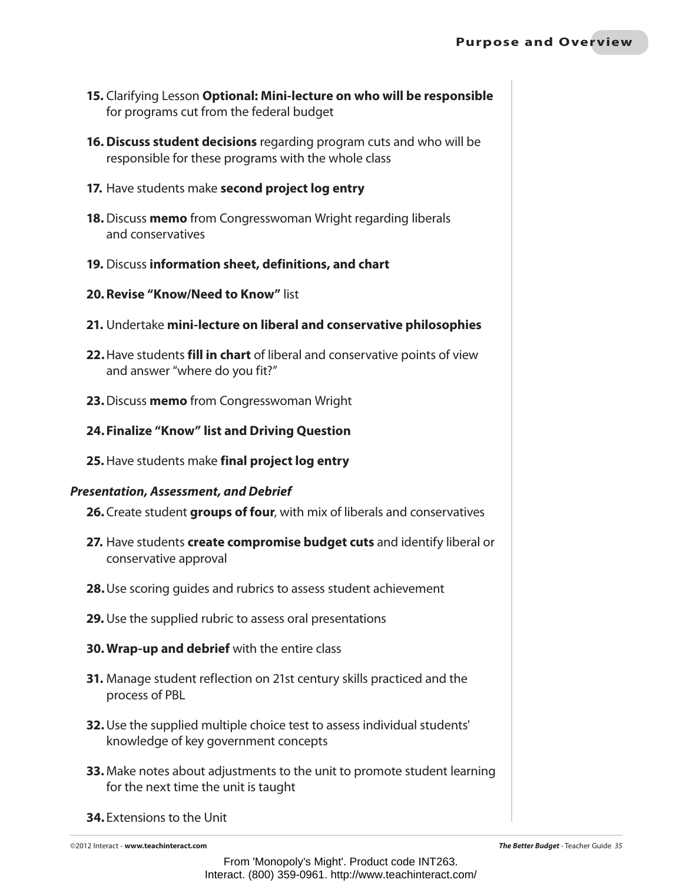15. Clarifying Lesson **Optional: Mini-lecture on who will be responsible** for programs cut from the federal budget

16. **Discuss student decisions** regarding program cuts and who will be responsible for these programs with the whole class

17. Have students make **second project log entry**

18. Discuss **memo** from Congresswoman Wright regarding liberals and conservatives

19. Discuss **information sheet, definitions, and chart**

20. **Revise "Know/Need to Know"** list

21. Undertake **mini-lecture on liberal and conservative philosophies**

22. Have students **fill in chart** of liberal and conservative points of view and answer "where do you fit?"

23. Discuss **memo** from Congresswoman Wright

24. **Finalize "Know" list and Driving Question**

25. Have students make **final project log entry**

***Presentation, Assessment, and Debrief***

26. Create student **groups of four**, with mix of liberals and conservatives

27. Have students **create compromise budget cuts** and identify liberal or conservative approval

28. Use scoring guides and rubrics to assess student achievement

29. Use the supplied rubric to assess oral presentations

30. **Wrap-up and debrief** with the entire class

31. Manage student reflection on 21st century skills practiced and the process of PBL

32. Use the supplied multiple choice test to assess individual students' knowledge of key government concepts

33. Make notes about adjustments to the unit to promote student learning for the next time the unit is taught

34. Extensions to the Unit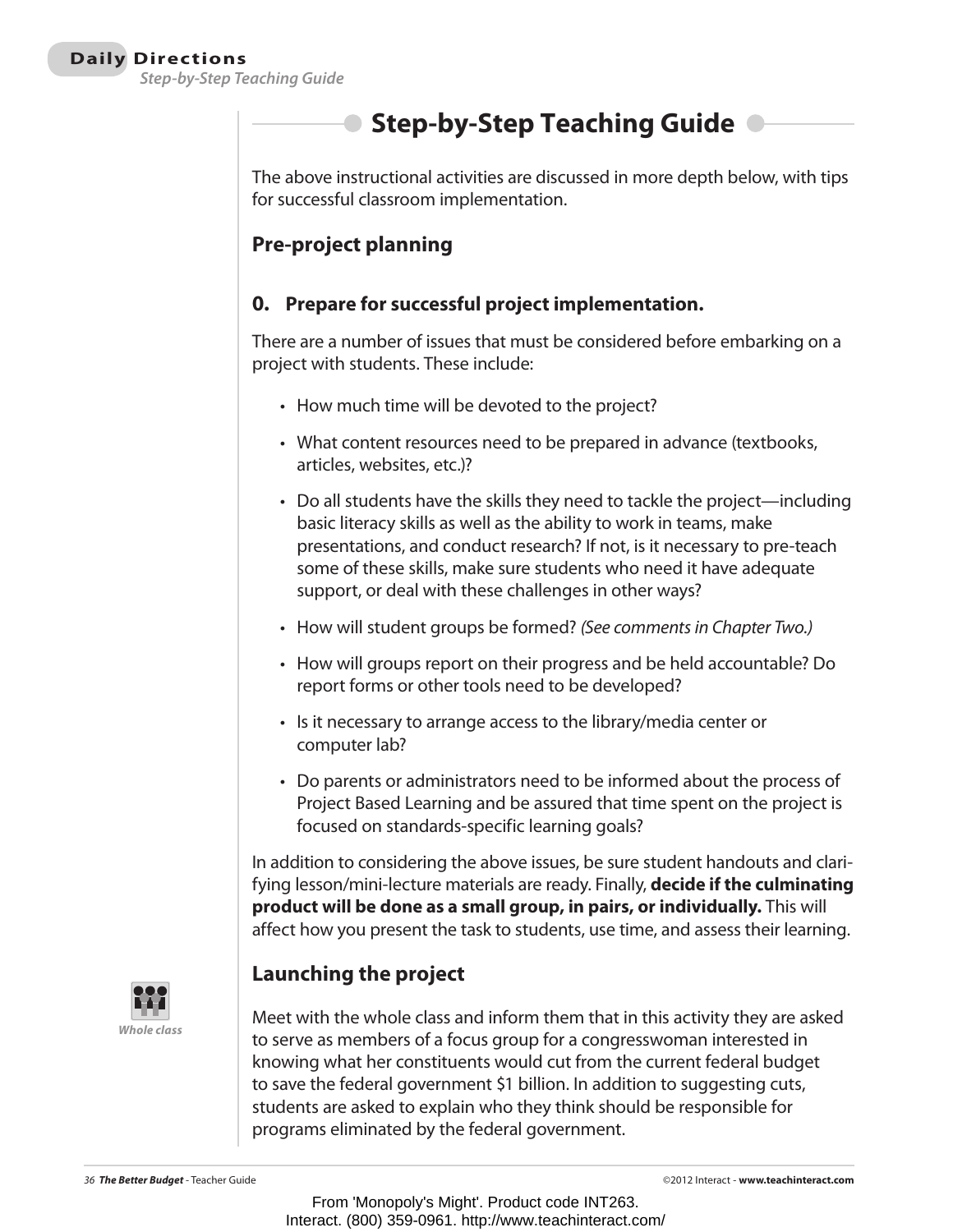## Step-by-Step Teaching Guide

The above instructional activities are discussed in more depth below, with tips for successful classroom implementation.

### Pre-project planning

#### 0. Prepare for successful project implementation.

There are a number of issues that must be considered before embarking on a project with students. These include:

- How much time will be devoted to the project?
- What content resources need to be prepared in advance (textbooks, articles, websites, etc.)?
- Do all students have the skills they need to tackle the project—including basic literacy skills as well as the ability to work in teams, make presentations, and conduct research? If not, is it necessary to pre-teach some of these skills, make sure students who need it have adequate support, or deal with these challenges in other ways?
- How will student groups be formed? *(See comments in Chapter Two.)*
- How will groups report on their progress and be held accountable? Do report forms or other tools need to be developed?
- Is it necessary to arrange access to the library/media center or computer lab?
- Do parents or administrators need to be informed about the process of Project Based Learning and be assured that time spent on the project is focused on standards-specific learning goals?

In addition to considering the above issues, be sure student handouts and clarifying lesson/mini-lecture materials are ready. Finally, **decide if the culminating product will be done as a small group, in pairs, or individually.** This will affect how you present the task to students, use time, and assess their learning.

### Launching the project

*Whole class*

Meet with the whole class and inform them that in this activity they are asked to serve as members of a focus group for a congresswoman interested in knowing what her constituents would cut from the current federal budget to save the federal government $1 billion. In addition to suggesting cuts, students are asked to explain who they think should be responsible for programs eliminated by the federal government.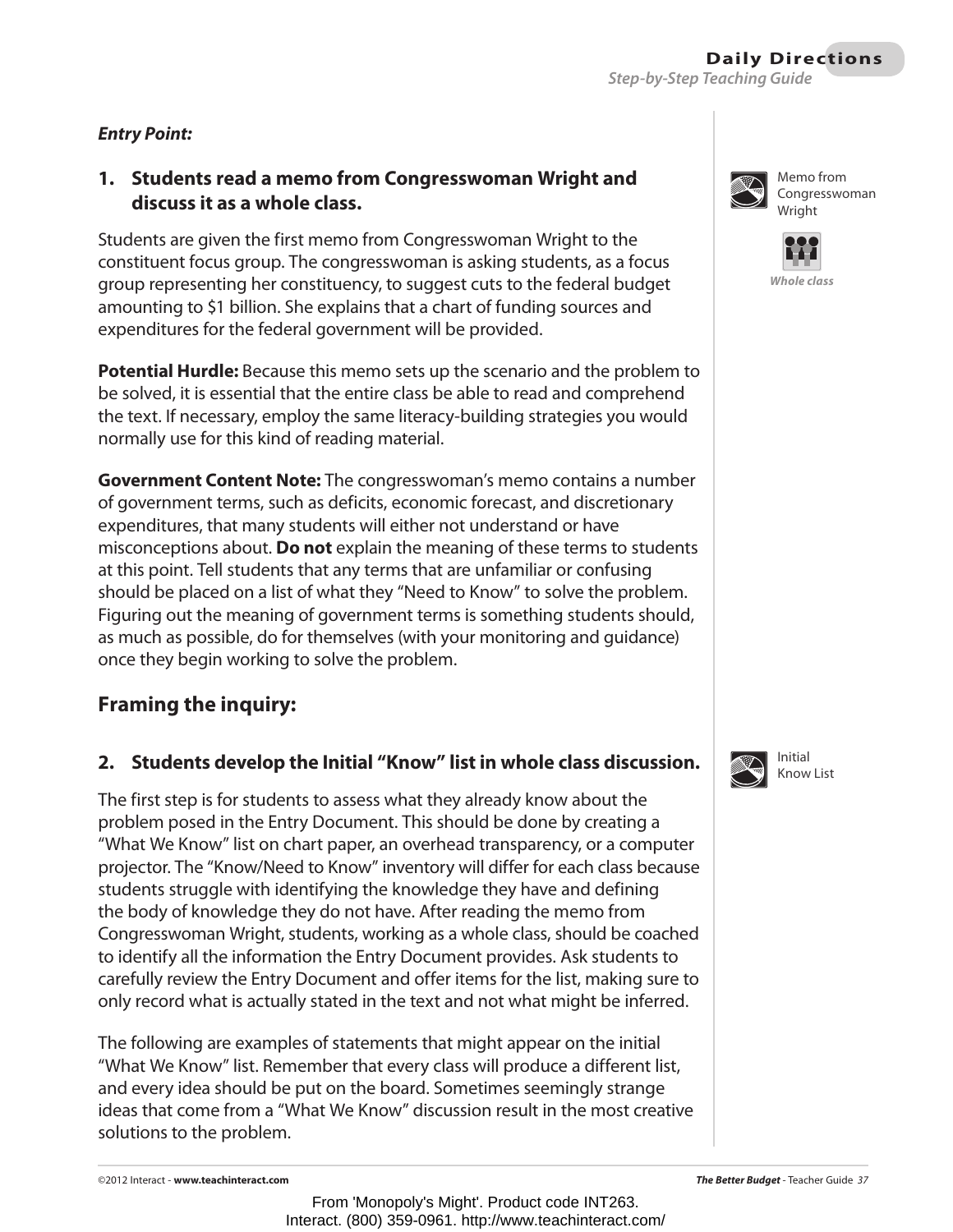***Entry Point:***

### 1. Students read a memo from Congresswoman Wright and discuss it as a whole class.

Memo from Congresswoman Wright

*Whole class*

Students are given the first memo from Congresswoman Wright to the constituent focus group. The congresswoman is asking students, as a focus group representing her constituency, to suggest cuts to the federal budget amounting to $1 billion. She explains that a chart of funding sources and expenditures for the federal government will be provided.

**Potential Hurdle:** Because this memo sets up the scenario and the problem to be solved, it is essential that the entire class be able to read and comprehend the text. If necessary, employ the same literacy-building strategies you would normally use for this kind of reading material.

**Government Content Note:** The congresswoman's memo contains a number of government terms, such as deficits, economic forecast, and discretionary expenditures, that many students will either not understand or have misconceptions about. **Do not** explain the meaning of these terms to students at this point. Tell students that any terms that are unfamiliar or confusing should be placed on a list of what they "Need to Know" to solve the problem. Figuring out the meaning of government terms is something students should, as much as possible, do for themselves (with your monitoring and guidance) once they begin working to solve the problem.

## Framing the inquiry:

### 2. Students develop the Initial "Know" list in whole class discussion.

Initial Know List

The first step is for students to assess what they already know about the problem posed in the Entry Document. This should be done by creating a "What We Know" list on chart paper, an overhead transparency, or a computer projector. The "Know/Need to Know" inventory will differ for each class because students struggle with identifying the knowledge they have and defining the body of knowledge they do not have. After reading the memo from Congresswoman Wright, students, working as a whole class, should be coached to identify all the information the Entry Document provides. Ask students to carefully review the Entry Document and offer items for the list, making sure to only record what is actually stated in the text and not what might be inferred.

The following are examples of statements that might appear on the initial "What We Know" list. Remember that every class will produce a different list, and every idea should be put on the board. Sometimes seemingly strange ideas that come from a "What We Know" discussion result in the most creative solutions to the problem.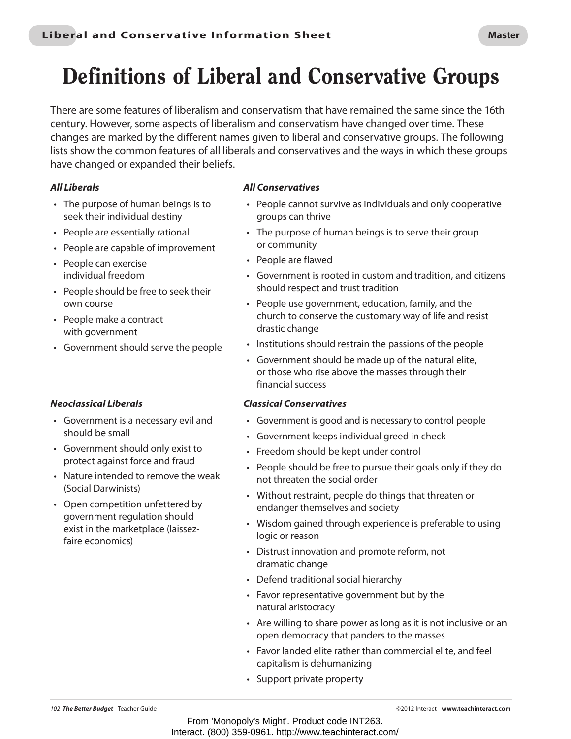# Definitions of Liberal and Conservative Groups

There are some features of liberalism and conservatism that have remained the same since the 16th century. However, some aspects of liberalism and conservatism have changed over time. These changes are marked by the different names given to liberal and conservative groups. The following lists show the common features of all liberals and conservatives and the ways in which these groups have changed or expanded their beliefs.

***All Liberals***

- The purpose of human beings is to seek their individual destiny
- People are essentially rational
- People are capable of improvement
- People can exercise individual freedom
- People should be free to seek their own course
- People make a contract with government
- Government should serve the people

***All Conservatives***

- People cannot survive as individuals and only cooperative groups can thrive
- The purpose of human beings is to serve their group or community
- People are flawed
- Government is rooted in custom and tradition, and citizens should respect and trust tradition
- People use government, education, family, and the church to conserve the customary way of life and resist drastic change
- Institutions should restrain the passions of the people
- Government should be made up of the natural elite, or those who rise above the masses through their financial success

***Neoclassical Liberals***

- Government is a necessary evil and should be small
- Government should only exist to protect against force and fraud
- Nature intended to remove the weak (Social Darwinists)
- Open competition unfettered by government regulation should exist in the marketplace (laissez-faire economics)

***Classical Conservatives***

- Government is good and is necessary to control people
- Government keeps individual greed in check
- Freedom should be kept under control
- People should be free to pursue their goals only if they do not threaten the social order
- Without restraint, people do things that threaten or endanger themselves and society
- Wisdom gained through experience is preferable to using logic or reason
- Distrust innovation and promote reform, not dramatic change
- Defend traditional social hierarchy
- Favor representative government but by the natural aristocracy
- Are willing to share power as long as it is not inclusive or an open democracy that panders to the masses
- Favor landed elite rather than commercial elite, and feel capitalism is dehumanizing
- Support private property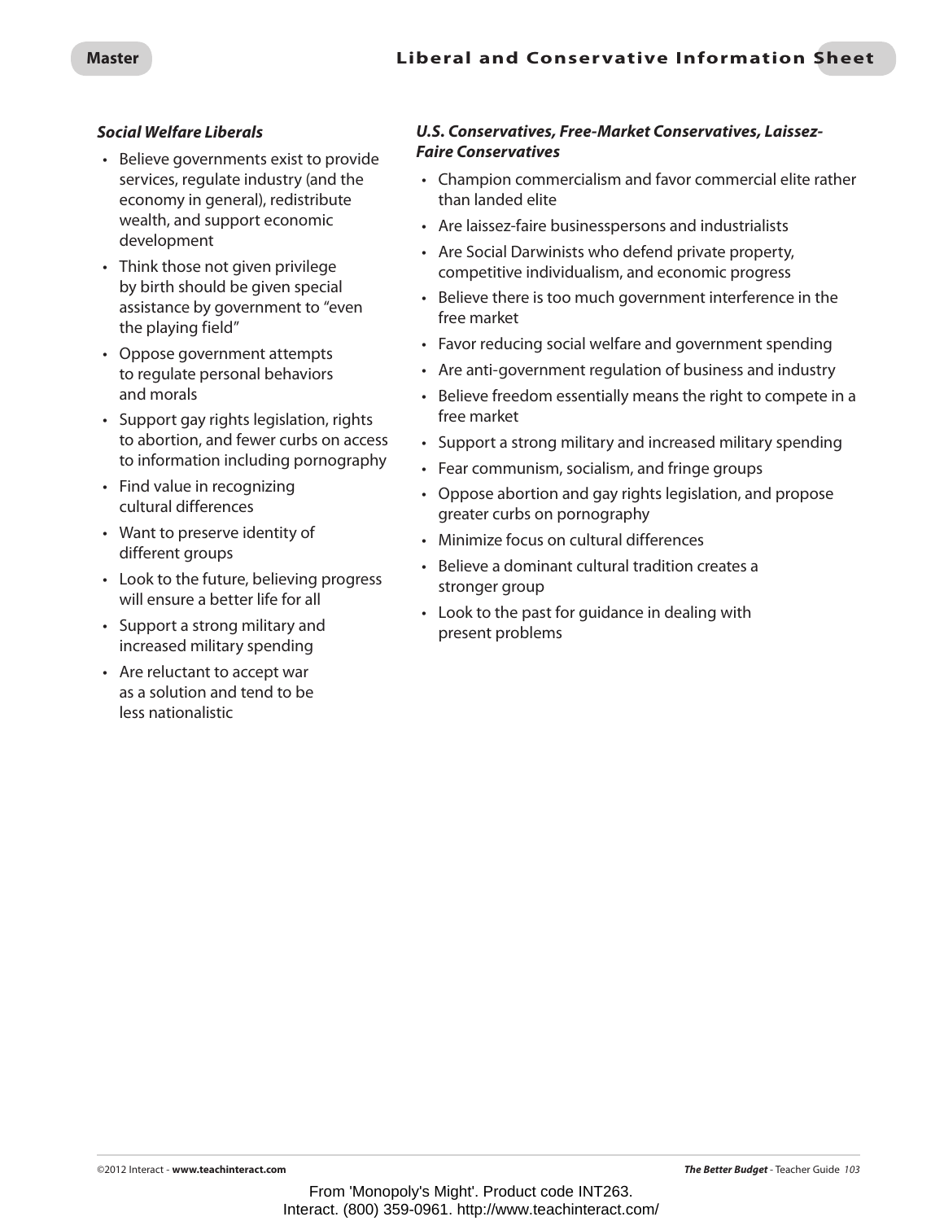## Liberal and Conservative Information Sheet

***Social Welfare Liberals***

- Believe governments exist to provide services, regulate industry (and the economy in general), redistribute wealth, and support economic development
- Think those not given privilege by birth should be given special assistance by government to "even the playing field"
- Oppose government attempts to regulate personal behaviors and morals
- Support gay rights legislation, rights to abortion, and fewer curbs on access to information including pornography
- Find value in recognizing cultural differences
- Want to preserve identity of different groups
- Look to the future, believing progress will ensure a better life for all
- Support a strong military and increased military spending
- Are reluctant to accept war as a solution and tend to be less nationalistic

***U.S. Conservatives, Free-Market Conservatives, Laissez-Faire Conservatives***

- Champion commercialism and favor commercial elite rather than landed elite
- Are laissez-faire businesspersons and industrialists
- Are Social Darwinists who defend private property, competitive individualism, and economic progress
- Believe there is too much government interference in the free market
- Favor reducing social welfare and government spending
- Are anti-government regulation of business and industry
- Believe freedom essentially means the right to compete in a free market
- Support a strong military and increased military spending
- Fear communism, socialism, and fringe groups
- Oppose abortion and gay rights legislation, and propose greater curbs on pornography
- Minimize focus on cultural differences
- Believe a dominant cultural tradition creates a stronger group
- Look to the past for guidance in dealing with present problems

From 'Monopoly's Might'. Product code INT263.
Interact. (800) 359-0961. http://www.teachinteract.com/